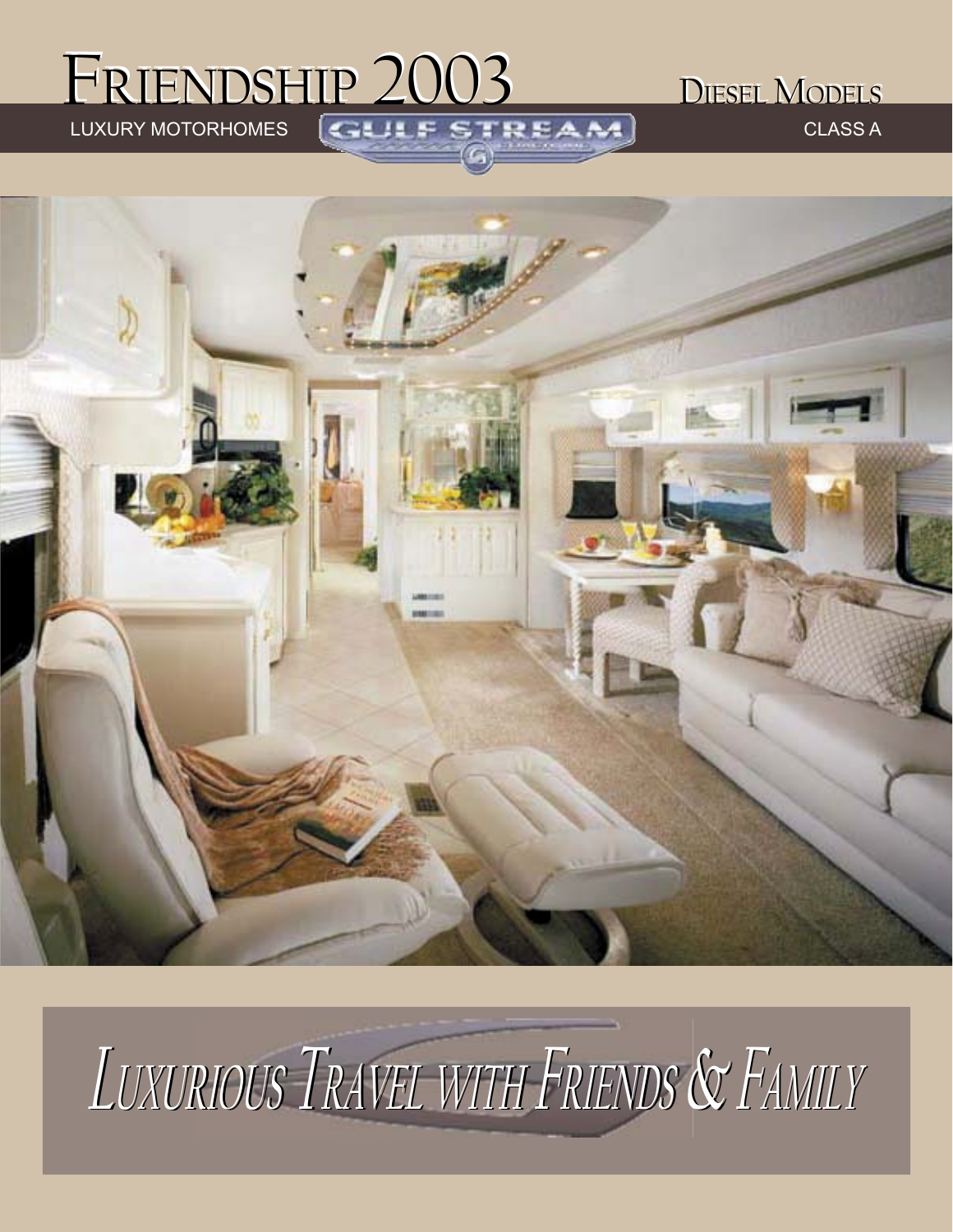# FRIENDSHIP 2003

LUXURY MOTORHOMES

GULF STREAM

## DIESEL MODELS

CLASS A

*LUXURIOUS TRAVEL WITH FRIENDS & FAMILY*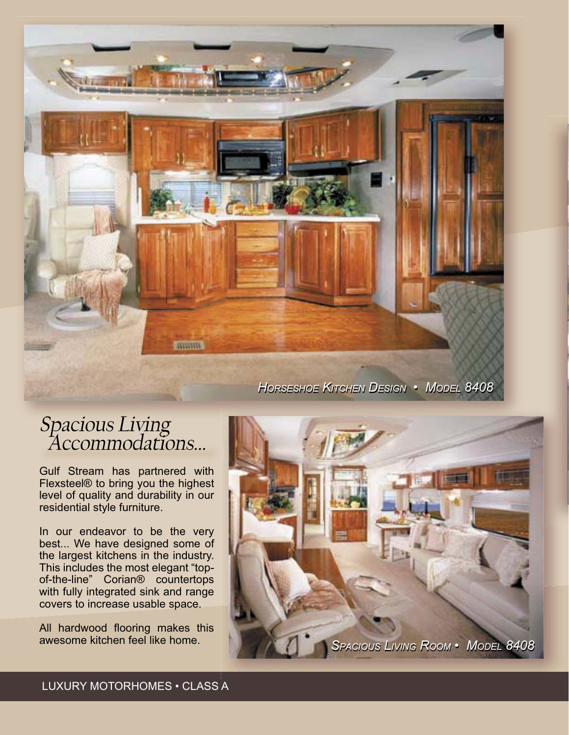Horseshoe Kitchen Design • Model 8408

# Spacious Living Accommodations...

Gulf Stream has partnered with Flexsteel® to bring you the highest level of quality and durability in our residential style furniture.

In our endeavor to be the very best... We have designed some of the largest kitchens in the industry. This includes the most elegant "top-of-the-line" Corian® countertops with fully integrated sink and range covers to increase usable space.

All hardwood flooring makes this awesome kitchen feel like home.

Spacious Living Room • Model 8408

LUXURY MOTORHOMES • CLASS A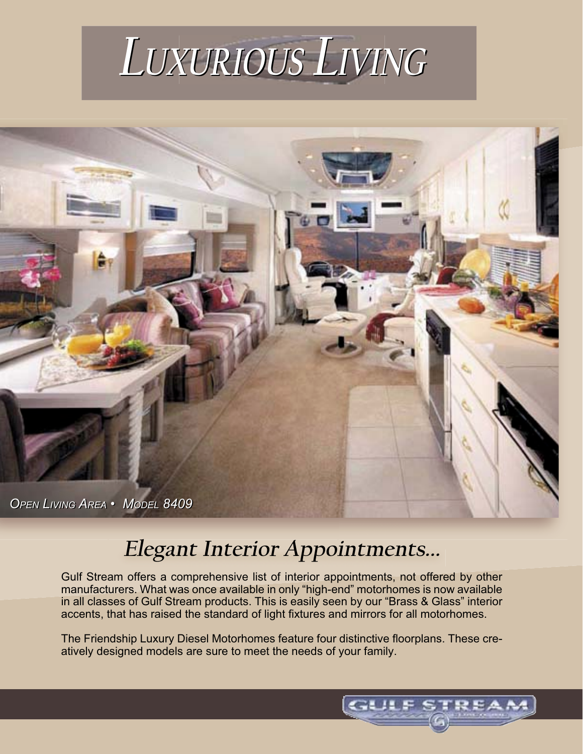# Luxurious Living

*Open Living Area • Model 8409*

## Elegant Interior Appointments...

Gulf Stream offers a comprehensive list of interior appointments, not offered by other manufacturers. What was once available in only "high-end" motorhomes is now available in all classes of Gulf Stream products. This is easily seen by our "Brass & Glass" interior accents, that has raised the standard of light fixtures and mirrors for all motorhomes.

The Friendship Luxury Diesel Motorhomes feature four distinctive floorplans. These creatively designed models are sure to meet the needs of your family.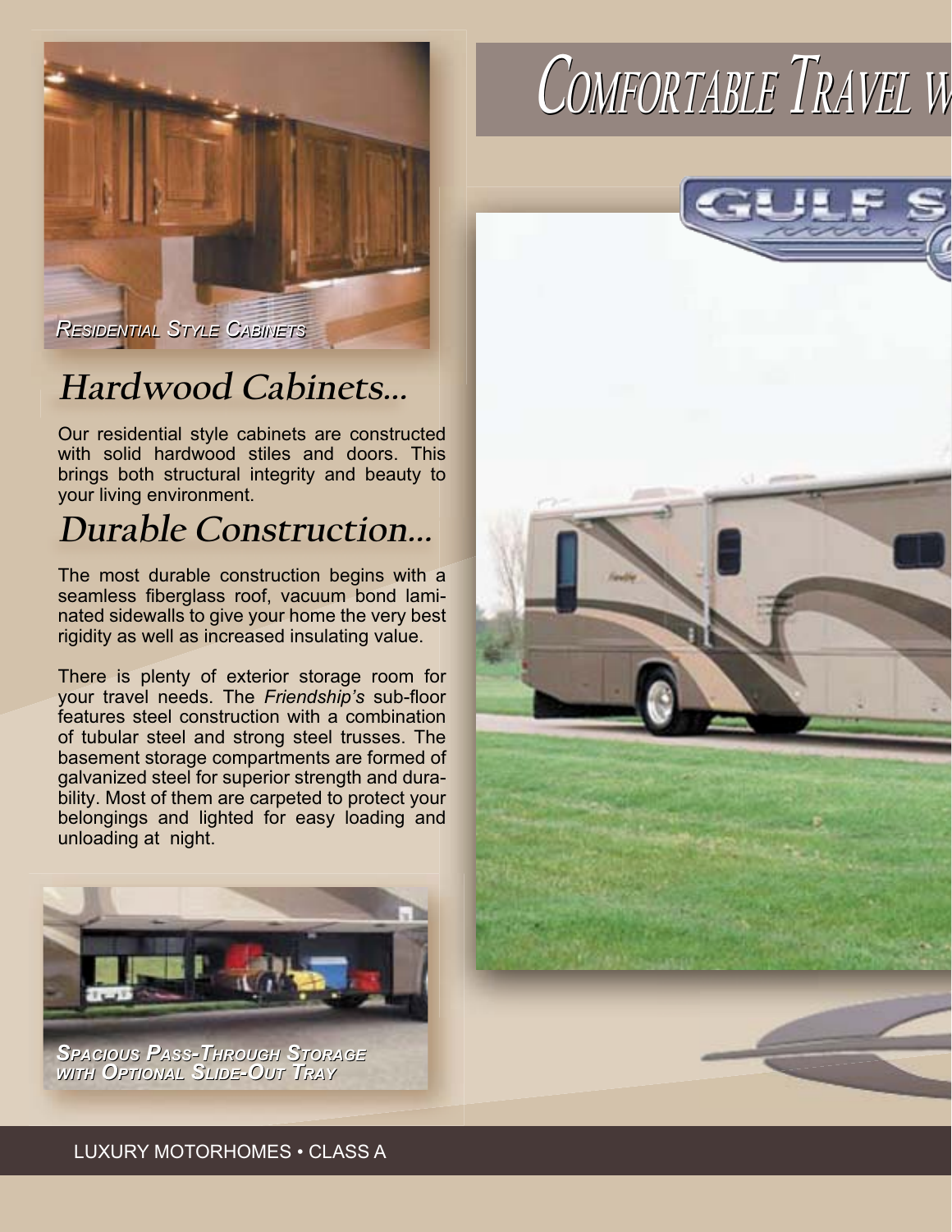# Comfortable Travel W

*Residential Style Cabinets*

## Hardwood Cabinets...

Our residential style cabinets are constructed with solid hardwood stiles and doors. This brings both structural integrity and beauty to your living environment.

## Durable Construction...

The most durable construction begins with a seamless fiberglass roof, vacuum bond laminated sidewalls to give your home the very best rigidity as well as increased insulating value.

There is plenty of exterior storage room for your travel needs. The *Friendship's* sub-floor features steel construction with a combination of tubular steel and strong steel trusses. The basement storage compartments are formed of galvanized steel for superior strength and durability. Most of them are carpeted to protect your belongings and lighted for easy loading and unloading at night.

*Spacious Pass-Through Storage with Optional Slide-Out Tray*

LUXURY MOTORHOMES • CLASS A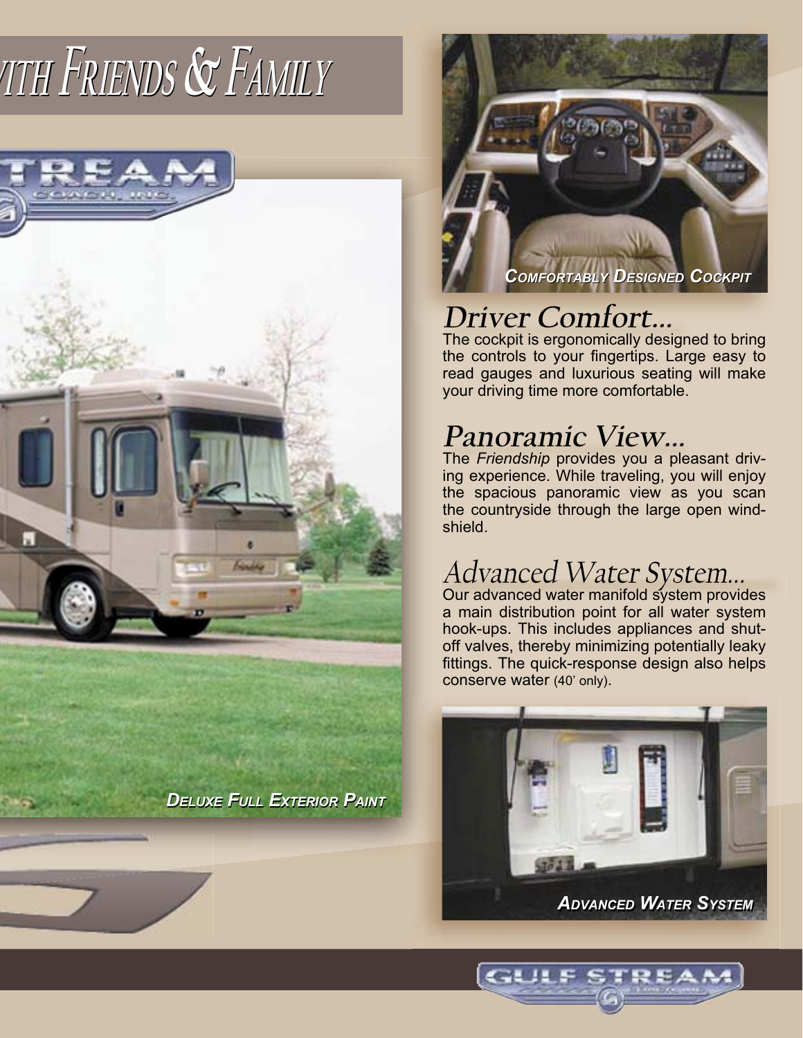# ...with Friends & Family

*Deluxe Full Exterior Paint*

*Comfortably Designed Cockpit*

## Driver Comfort...

The cockpit is ergonomically designed to bring the controls to your fingertips. Large easy to read gauges and luxurious seating will make your driving time more comfortable.

## Panoramic View...

The *Friendship* provides you a pleasant driving experience. While traveling, you will enjoy the spacious panoramic view as you scan the countryside through the large open windshield.

## Advanced Water System...

Our advanced water manifold system provides a main distribution point for all water system hook-ups. This includes appliances and shut-off valves, thereby minimizing potentially leaky fittings. The quick-response design also helps conserve water (40' only).

*Advanced Water System*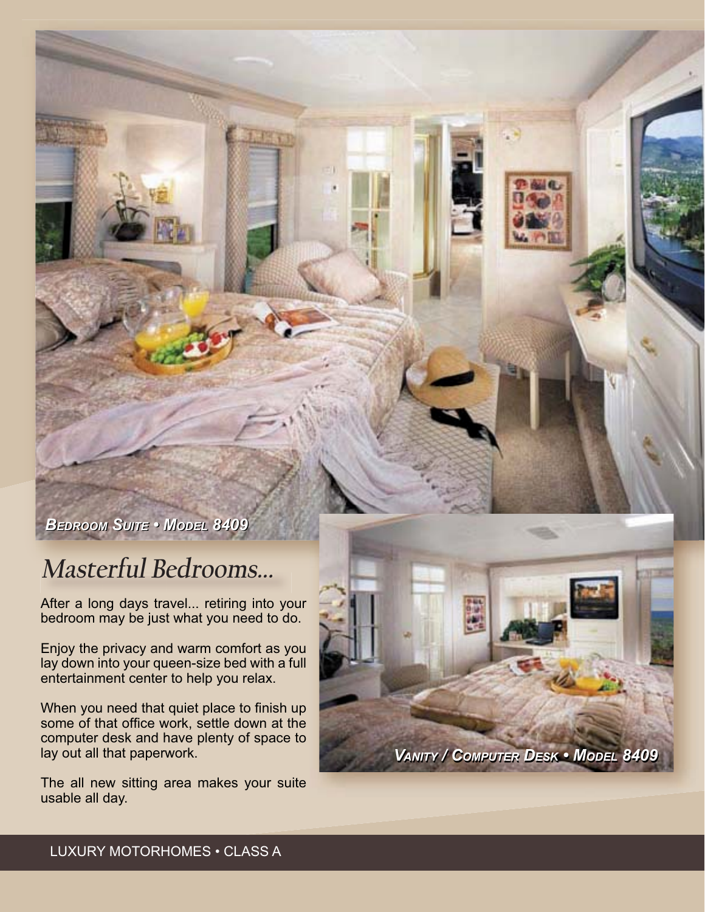*Bedroom Suite • Model 8409*

# Masterful Bedrooms...

After a long days travel... retiring into your bedroom may be just what you need to do.

Enjoy the privacy and warm comfort as you lay down into your queen-size bed with a full entertainment center to help you relax.

When you need that quiet place to finish up some of that office work, settle down at the computer desk and have plenty of space to lay out all that paperwork.

The all new sitting area makes your suite usable all day.

*Vanity / Computer Desk • Model 8409*

LUXURY MOTORHOMES • CLASS A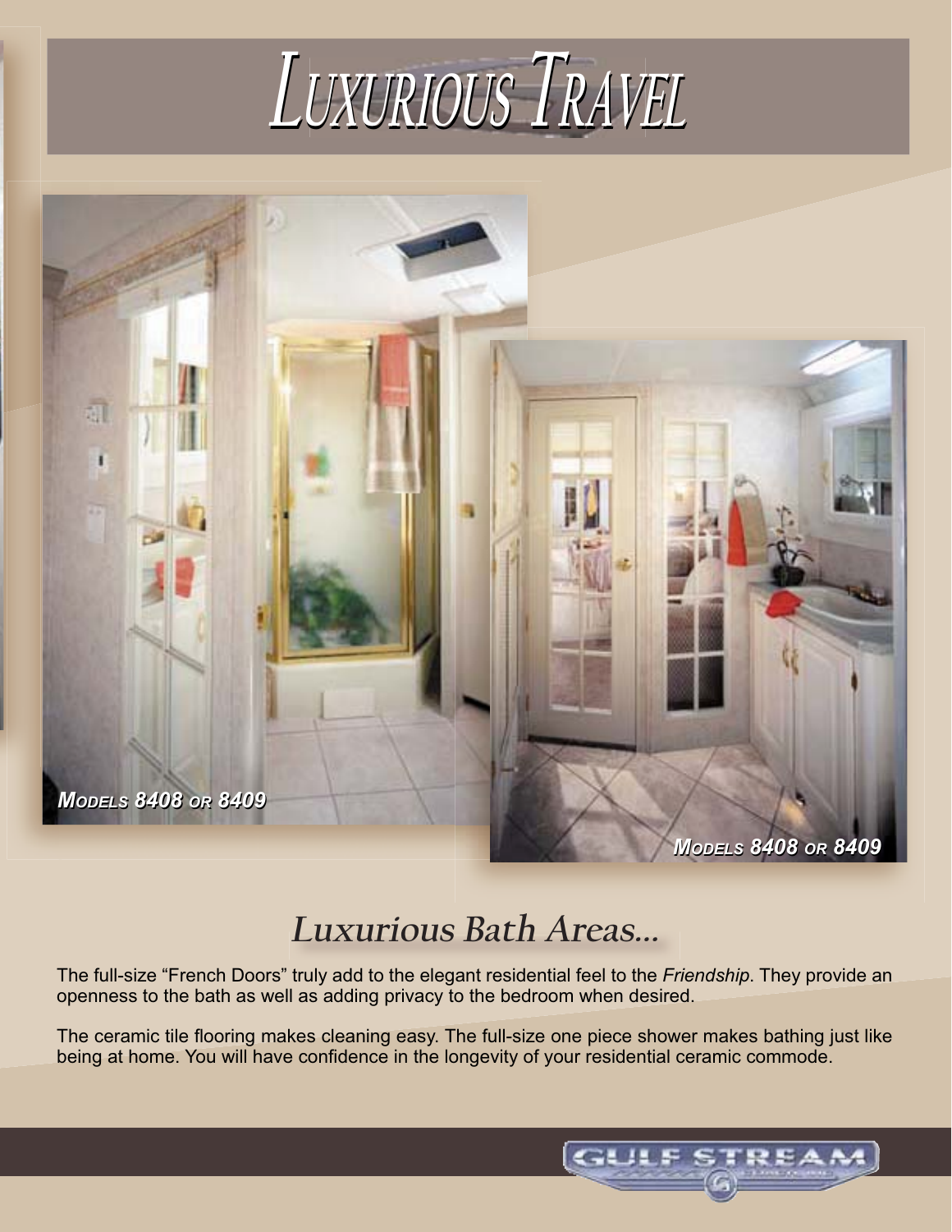# Luxurious Travel

*Models 8408 or 8409*

*Models 8408 or 8409*

## Luxurious Bath Areas...

The full-size “French Doors” truly add to the elegant residential feel to the *Friendship*. They provide an openness to the bath as well as adding privacy to the bedroom when desired.

The ceramic tile flooring makes cleaning easy. The full-size one piece shower makes bathing just like being at home. You will have confidence in the longevity of your residential ceramic commode.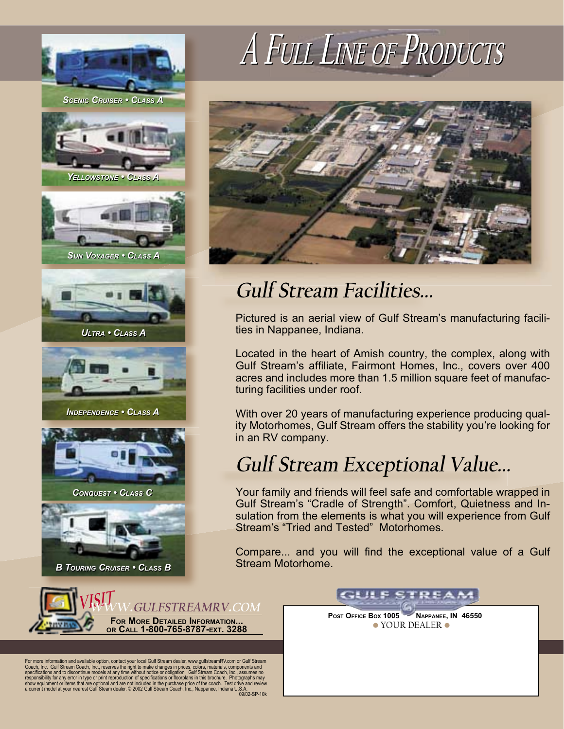# A Full Line of Products

*Scenic Cruiser • Class A*

*Yellowstone • Class A*

*Sun Voyager • Class A*

*Ultra • Class A*

*Independence • Class A*

*Conquest • Class C*

*B Touring Cruiser • Class B*

## Gulf Stream Facilities...

Pictured is an aerial view of Gulf Stream's manufacturing facilities in Nappanee, Indiana.

Located in the heart of Amish country, the complex, along with Gulf Stream's affiliate, Fairmont Homes, Inc., covers over 400 acres and includes more than 1.5 million square feet of manufacturing facilities under roof.

With over 20 years of manufacturing experience producing quality Motorhomes, Gulf Stream offers the stability you're looking for in an RV company.

## Gulf Stream Exceptional Value...

Your family and friends will feel safe and comfortable wrapped in Gulf Stream's "Cradle of Strength". Comfort, Quietness and Insulation from the elements is what you will experience from Gulf Stream's "Tried and Tested" Motorhomes.

Compare... and you will find the exceptional value of a Gulf Stream Motorhome.

VISIT WWW.GULFSTREAMRV.COM

**For More Detailed Information...**
**or Call 1-800-765-8787-ext. 3288**

GULF STREAM

**Post Office Box 1005 • Nappanee, IN 46550**

• YOUR DEALER •

For more information and available option, contact your local Gulf Stream dealer, www.gulfstreamRV.com or Gulf Stream Coach, Inc. Gulf Stream Coach, Inc., reserves the right to make changes in prices, colors, materials, components and specifications and to discontinue models at any time without notice or obligation. Gulf Stream Coach, Inc., assumes no responsibility for any error in type or print reproduction of specifications or floorplans in this brochure. Photographs may show equipment or items that are optional and are not included in the purchase price of the coach. Test drive and review a current model at your nearest Gulf Steam dealer. © 2002 Gulf Stream Coach, Inc., Nappanee, Indiana U.S.A.

09/02-SP-10k